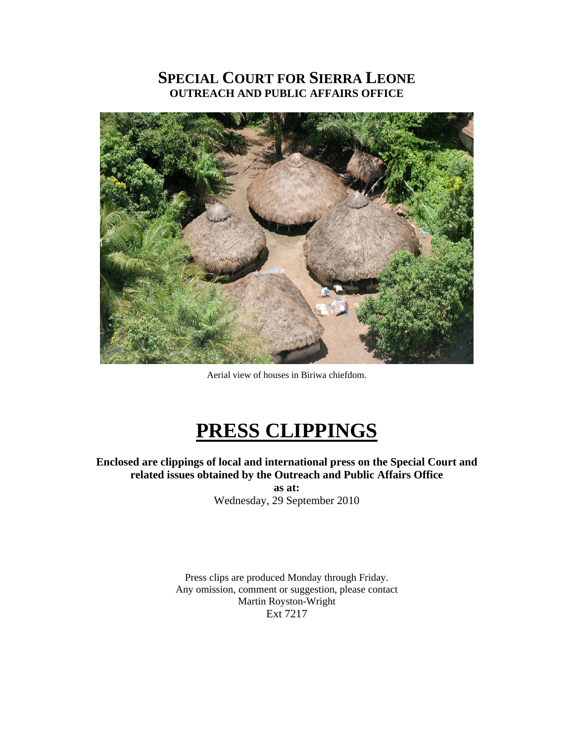# SPECIAL COURT FOR SIERRA LEONE
## OUTREACH AND PUBLIC AFFAIRS OFFICE

Aerial view of houses in Biriwa chiefdom.

# PRESS CLIPPINGS

**Enclosed are clippings of local and international press on the Special Court and related issues obtained by the Outreach and Public Affairs Office**

**as at:**

Wednesday, 29 September 2010

Press clips are produced Monday through Friday.
Any omission, comment or suggestion, please contact
Martin Royston-Wright
Ext 7217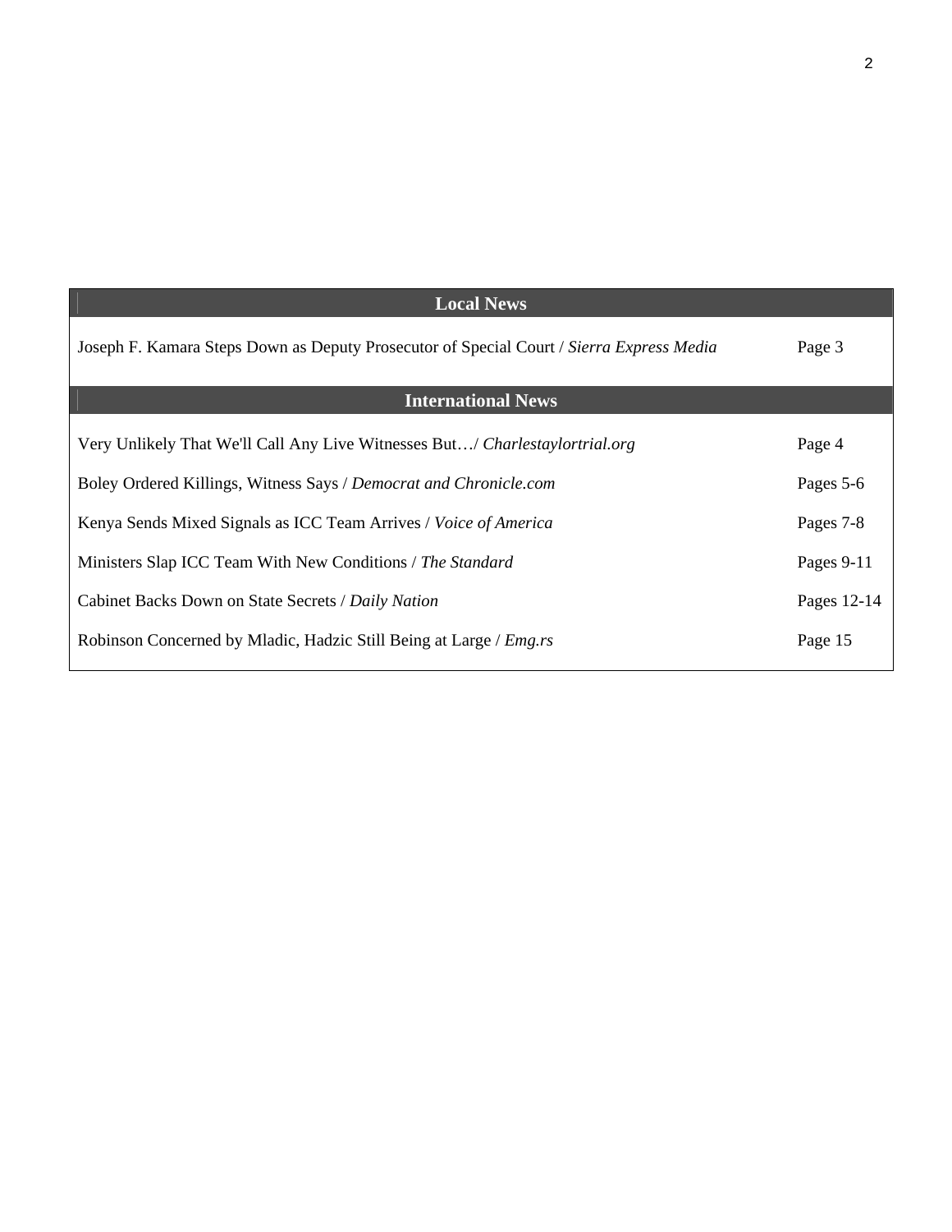## Local News

| | |
|---|---|
| Joseph F. Kamara Steps Down as Deputy Prosecutor of Special Court / *Sierra Express Media* | Page 3 |

## International News

| | |
|---|---|
| Very Unlikely That We'll Call Any Live Witnesses But…/ *Charlestaylortrial.org* | Page 4 |
| Boley Ordered Killings, Witness Says / *Democrat and Chronicle.com* | Pages 5-6 |
| Kenya Sends Mixed Signals as ICC Team Arrives / *Voice of America* | Pages 7-8 |
| Ministers Slap ICC Team With New Conditions / *The Standard* | Pages 9-11 |
| Cabinet Backs Down on State Secrets / *Daily Nation* | Pages 12-14 |
| Robinson Concerned by Mladic, Hadzic Still Being at Large / *Emg.rs* | Page 15 |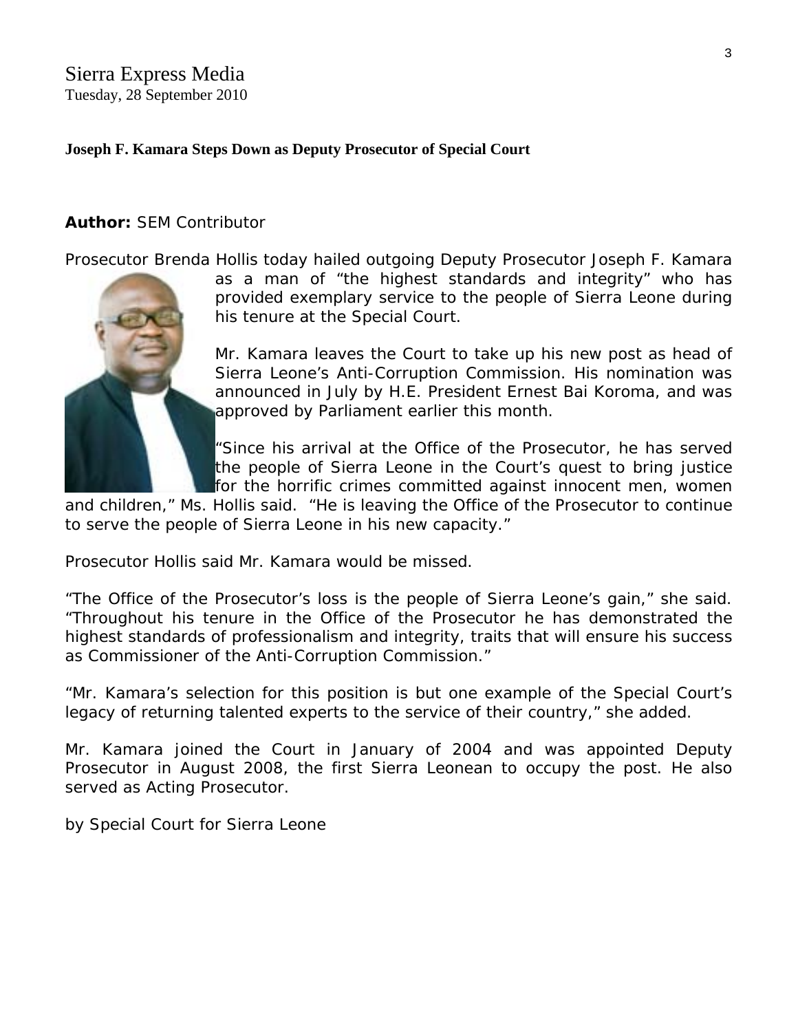Sierra Express Media
Tuesday, 28 September 2010

**Joseph F. Kamara Steps Down as Deputy Prosecutor of Special Court**

**Author:** SEM Contributor

Prosecutor Brenda Hollis today hailed outgoing Deputy Prosecutor Joseph F. Kamara as a man of "the highest standards and integrity" who has provided exemplary service to the people of Sierra Leone during his tenure at the Special Court.

Mr. Kamara leaves the Court to take up his new post as head of Sierra Leone's Anti-Corruption Commission. His nomination was announced in July by H.E. President Ernest Bai Koroma, and was approved by Parliament earlier this month.

"Since his arrival at the Office of the Prosecutor, he has served the people of Sierra Leone in the Court's quest to bring justice for the horrific crimes committed against innocent men, women and children," Ms. Hollis said. "He is leaving the Office of the Prosecutor to continue to serve the people of Sierra Leone in his new capacity."

Prosecutor Hollis said Mr. Kamara would be missed.

"The Office of the Prosecutor's loss is the people of Sierra Leone's gain," she said. "Throughout his tenure in the Office of the Prosecutor he has demonstrated the highest standards of professionalism and integrity, traits that will ensure his success as Commissioner of the Anti-Corruption Commission."

"Mr. Kamara's selection for this position is but one example of the Special Court's legacy of returning talented experts to the service of their country," she added.

Mr. Kamara joined the Court in January of 2004 and was appointed Deputy Prosecutor in August 2008, the first Sierra Leonean to occupy the post. He also served as Acting Prosecutor.

by Special Court for Sierra Leone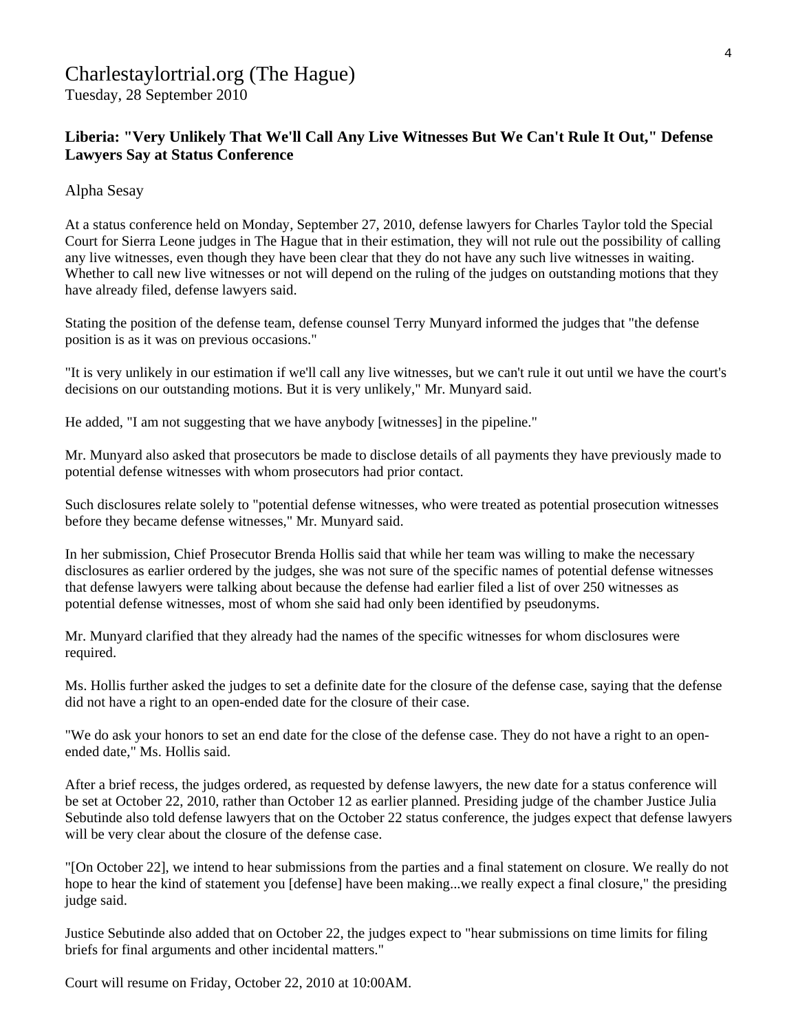# Charlestaylortrial.org (The Hague)

Tuesday, 28 September 2010

**Liberia: "Very Unlikely That We'll Call Any Live Witnesses But We Can't Rule It Out," Defense Lawyers Say at Status Conference**

Alpha Sesay

At a status conference held on Monday, September 27, 2010, defense lawyers for Charles Taylor told the Special Court for Sierra Leone judges in The Hague that in their estimation, they will not rule out the possibility of calling any live witnesses, even though they have been clear that they do not have any such live witnesses in waiting. Whether to call new live witnesses or not will depend on the ruling of the judges on outstanding motions that they have already filed, defense lawyers said.

Stating the position of the defense team, defense counsel Terry Munyard informed the judges that "the defense position is as it was on previous occasions."

"It is very unlikely in our estimation if we'll call any live witnesses, but we can't rule it out until we have the court's decisions on our outstanding motions. But it is very unlikely," Mr. Munyard said.

He added, "I am not suggesting that we have anybody [witnesses] in the pipeline."

Mr. Munyard also asked that prosecutors be made to disclose details of all payments they have previously made to potential defense witnesses with whom prosecutors had prior contact.

Such disclosures relate solely to "potential defense witnesses, who were treated as potential prosecution witnesses before they became defense witnesses," Mr. Munyard said.

In her submission, Chief Prosecutor Brenda Hollis said that while her team was willing to make the necessary disclosures as earlier ordered by the judges, she was not sure of the specific names of potential defense witnesses that defense lawyers were talking about because the defense had earlier filed a list of over 250 witnesses as potential defense witnesses, most of whom she said had only been identified by pseudonyms.

Mr. Munyard clarified that they already had the names of the specific witnesses for whom disclosures were required.

Ms. Hollis further asked the judges to set a definite date for the closure of the defense case, saying that the defense did not have a right to an open-ended date for the closure of their case.

"We do ask your honors to set an end date for the close of the defense case. They do not have a right to an open-ended date," Ms. Hollis said.

After a brief recess, the judges ordered, as requested by defense lawyers, the new date for a status conference will be set at October 22, 2010, rather than October 12 as earlier planned. Presiding judge of the chamber Justice Julia Sebutinde also told defense lawyers that on the October 22 status conference, the judges expect that defense lawyers will be very clear about the closure of the defense case.

"[On October 22], we intend to hear submissions from the parties and a final statement on closure. We really do not hope to hear the kind of statement you [defense] have been making...we really expect a final closure," the presiding judge said.

Justice Sebutinde also added that on October 22, the judges expect to "hear submissions on time limits for filing briefs for final arguments and other incidental matters."

Court will resume on Friday, October 22, 2010 at 10:00AM.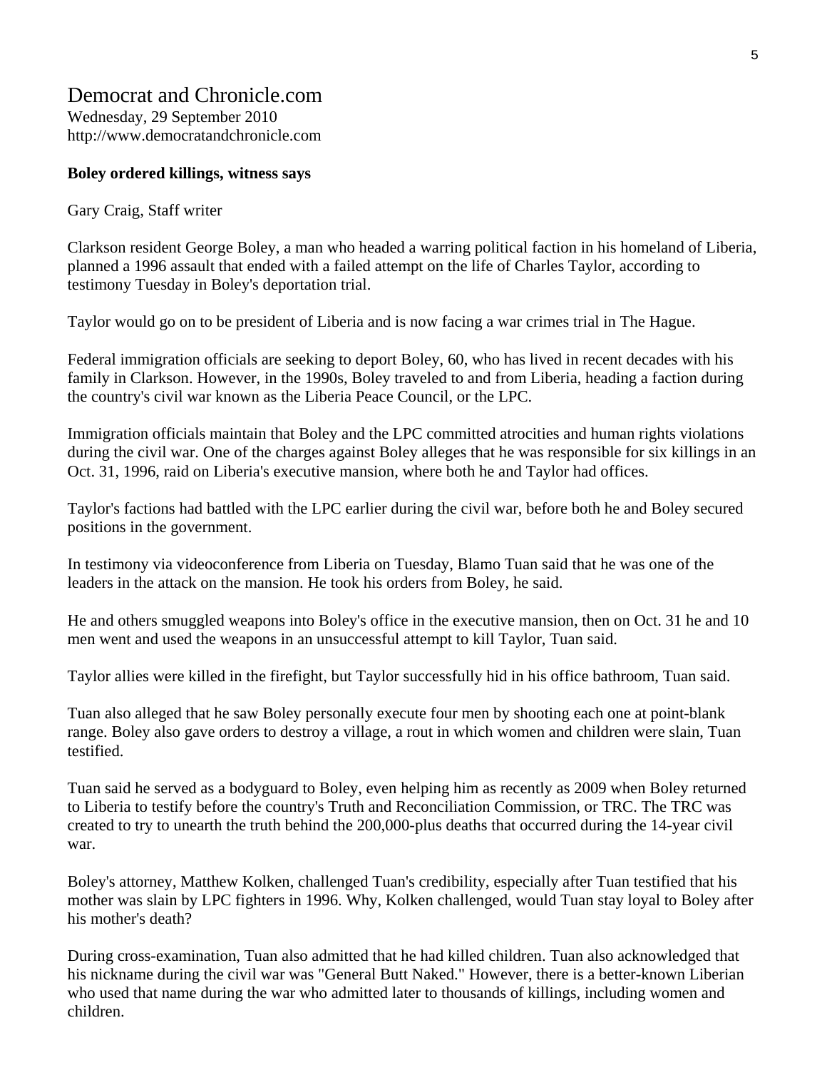# Democrat and Chronicle.com

Wednesday, 29 September 2010
http://www.democratandchronicle.com

**Boley ordered killings, witness says**

Gary Craig, Staff writer

Clarkson resident George Boley, a man who headed a warring political faction in his homeland of Liberia, planned a 1996 assault that ended with a failed attempt on the life of Charles Taylor, according to testimony Tuesday in Boley's deportation trial.

Taylor would go on to be president of Liberia and is now facing a war crimes trial in The Hague.

Federal immigration officials are seeking to deport Boley, 60, who has lived in recent decades with his family in Clarkson. However, in the 1990s, Boley traveled to and from Liberia, heading a faction during the country's civil war known as the Liberia Peace Council, or the LPC.

Immigration officials maintain that Boley and the LPC committed atrocities and human rights violations during the civil war. One of the charges against Boley alleges that he was responsible for six killings in an Oct. 31, 1996, raid on Liberia's executive mansion, where both he and Taylor had offices.

Taylor's factions had battled with the LPC earlier during the civil war, before both he and Boley secured positions in the government.

In testimony via videoconference from Liberia on Tuesday, Blamo Tuan said that he was one of the leaders in the attack on the mansion. He took his orders from Boley, he said.

He and others smuggled weapons into Boley's office in the executive mansion, then on Oct. 31 he and 10 men went and used the weapons in an unsuccessful attempt to kill Taylor, Tuan said.

Taylor allies were killed in the firefight, but Taylor successfully hid in his office bathroom, Tuan said.

Tuan also alleged that he saw Boley personally execute four men by shooting each one at point-blank range. Boley also gave orders to destroy a village, a rout in which women and children were slain, Tuan testified.

Tuan said he served as a bodyguard to Boley, even helping him as recently as 2009 when Boley returned to Liberia to testify before the country's Truth and Reconciliation Commission, or TRC. The TRC was created to try to unearth the truth behind the 200,000-plus deaths that occurred during the 14-year civil war.

Boley's attorney, Matthew Kolken, challenged Tuan's credibility, especially after Tuan testified that his mother was slain by LPC fighters in 1996. Why, Kolken challenged, would Tuan stay loyal to Boley after his mother's death?

During cross-examination, Tuan also admitted that he had killed children. Tuan also acknowledged that his nickname during the civil war was "General Butt Naked." However, there is a better-known Liberian who used that name during the war who admitted later to thousands of killings, including women and children.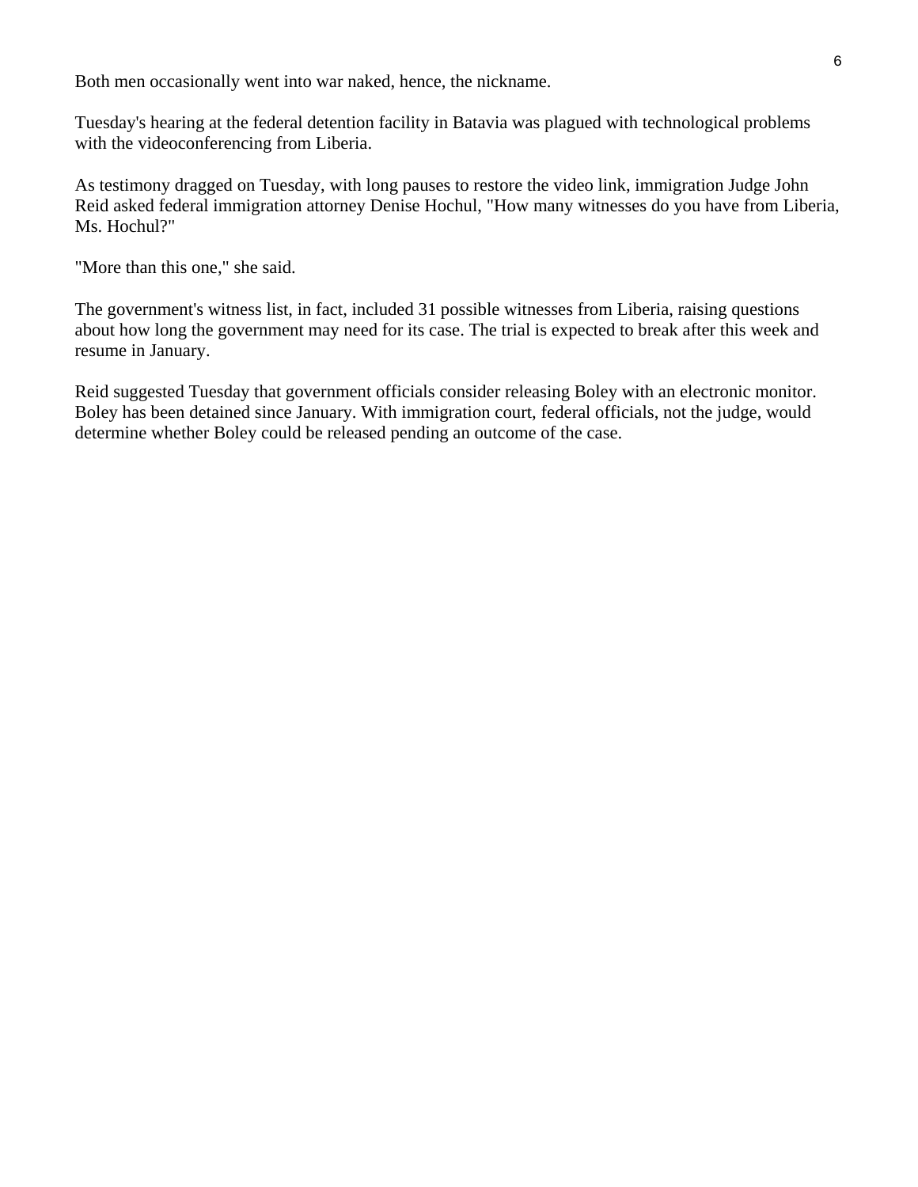Both men occasionally went into war naked, hence, the nickname.

Tuesday's hearing at the federal detention facility in Batavia was plagued with technological problems with the videoconferencing from Liberia.

As testimony dragged on Tuesday, with long pauses to restore the video link, immigration Judge John Reid asked federal immigration attorney Denise Hochul, "How many witnesses do you have from Liberia, Ms. Hochul?"

"More than this one," she said.

The government's witness list, in fact, included 31 possible witnesses from Liberia, raising questions about how long the government may need for its case. The trial is expected to break after this week and resume in January.

Reid suggested Tuesday that government officials consider releasing Boley with an electronic monitor. Boley has been detained since January. With immigration court, federal officials, not the judge, would determine whether Boley could be released pending an outcome of the case.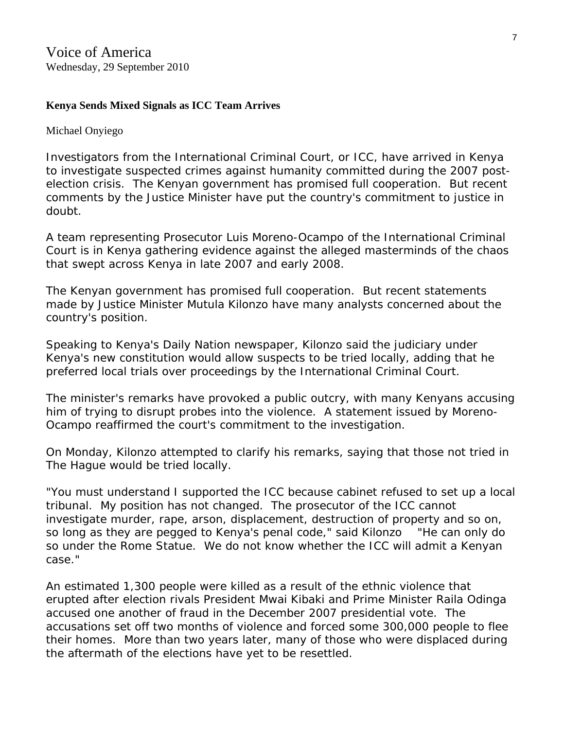Voice of America
Wednesday, 29 September 2010

**Kenya Sends Mixed Signals as ICC Team Arrives**

Michael Onyiego

Investigators from the International Criminal Court, or ICC, have arrived in Kenya to investigate suspected crimes against humanity committed during the 2007 post-election crisis. The Kenyan government has promised full cooperation. But recent comments by the Justice Minister have put the country's commitment to justice in doubt.

A team representing Prosecutor Luis Moreno-Ocampo of the International Criminal Court is in Kenya gathering evidence against the alleged masterminds of the chaos that swept across Kenya in late 2007 and early 2008.

The Kenyan government has promised full cooperation. But recent statements made by Justice Minister Mutula Kilonzo have many analysts concerned about the country's position.

Speaking to Kenya's Daily Nation newspaper, Kilonzo said the judiciary under Kenya's new constitution would allow suspects to be tried locally, adding that he preferred local trials over proceedings by the International Criminal Court.

The minister's remarks have provoked a public outcry, with many Kenyans accusing him of trying to disrupt probes into the violence. A statement issued by Moreno-Ocampo reaffirmed the court's commitment to the investigation.

On Monday, Kilonzo attempted to clarify his remarks, saying that those not tried in The Hague would be tried locally.

"You must understand I supported the ICC because cabinet refused to set up a local tribunal. My position has not changed. The prosecutor of the ICC cannot investigate murder, rape, arson, displacement, destruction of property and so on, so long as they are pegged to Kenya's penal code," said Kilonzo "He can only do so under the Rome Statue. We do not know whether the ICC will admit a Kenyan case."

An estimated 1,300 people were killed as a result of the ethnic violence that erupted after election rivals President Mwai Kibaki and Prime Minister Raila Odinga accused one another of fraud in the December 2007 presidential vote. The accusations set off two months of violence and forced some 300,000 people to flee their homes. More than two years later, many of those who were displaced during the aftermath of the elections have yet to be resettled.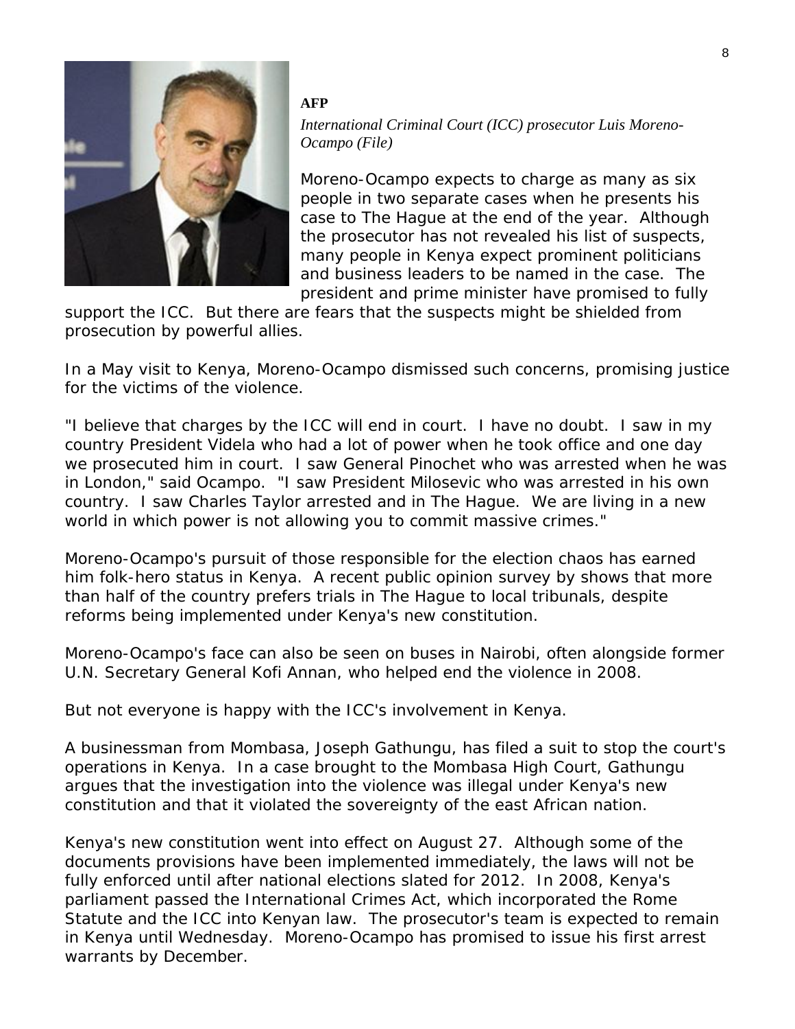**AFP**

*International Criminal Court (ICC) prosecutor Luis Moreno-Ocampo (File)*

Moreno-Ocampo expects to charge as many as six people in two separate cases when he presents his case to The Hague at the end of the year. Although the prosecutor has not revealed his list of suspects, many people in Kenya expect prominent politicians and business leaders to be named in the case. The president and prime minister have promised to fully support the ICC. But there are fears that the suspects might be shielded from prosecution by powerful allies.

In a May visit to Kenya, Moreno-Ocampo dismissed such concerns, promising justice for the victims of the violence.

"I believe that charges by the ICC will end in court. I have no doubt. I saw in my country President Videla who had a lot of power when he took office and one day we prosecuted him in court. I saw General Pinochet who was arrested when he was in London," said Ocampo. "I saw President Milosevic who was arrested in his own country. I saw Charles Taylor arrested and in The Hague. We are living in a new world in which power is not allowing you to commit massive crimes."

Moreno-Ocampo's pursuit of those responsible for the election chaos has earned him folk-hero status in Kenya. A recent public opinion survey by shows that more than half of the country prefers trials in The Hague to local tribunals, despite reforms being implemented under Kenya's new constitution.

Moreno-Ocampo's face can also be seen on buses in Nairobi, often alongside former U.N. Secretary General Kofi Annan, who helped end the violence in 2008.

But not everyone is happy with the ICC's involvement in Kenya.

A businessman from Mombasa, Joseph Gathungu, has filed a suit to stop the court's operations in Kenya. In a case brought to the Mombasa High Court, Gathungu argues that the investigation into the violence was illegal under Kenya's new constitution and that it violated the sovereignty of the east African nation.

Kenya's new constitution went into effect on August 27. Although some of the documents provisions have been implemented immediately, the laws will not be fully enforced until after national elections slated for 2012. In 2008, Kenya's parliament passed the International Crimes Act, which incorporated the Rome Statute and the ICC into Kenyan law. The prosecutor's team is expected to remain in Kenya until Wednesday. Moreno-Ocampo has promised to issue his first arrest warrants by December.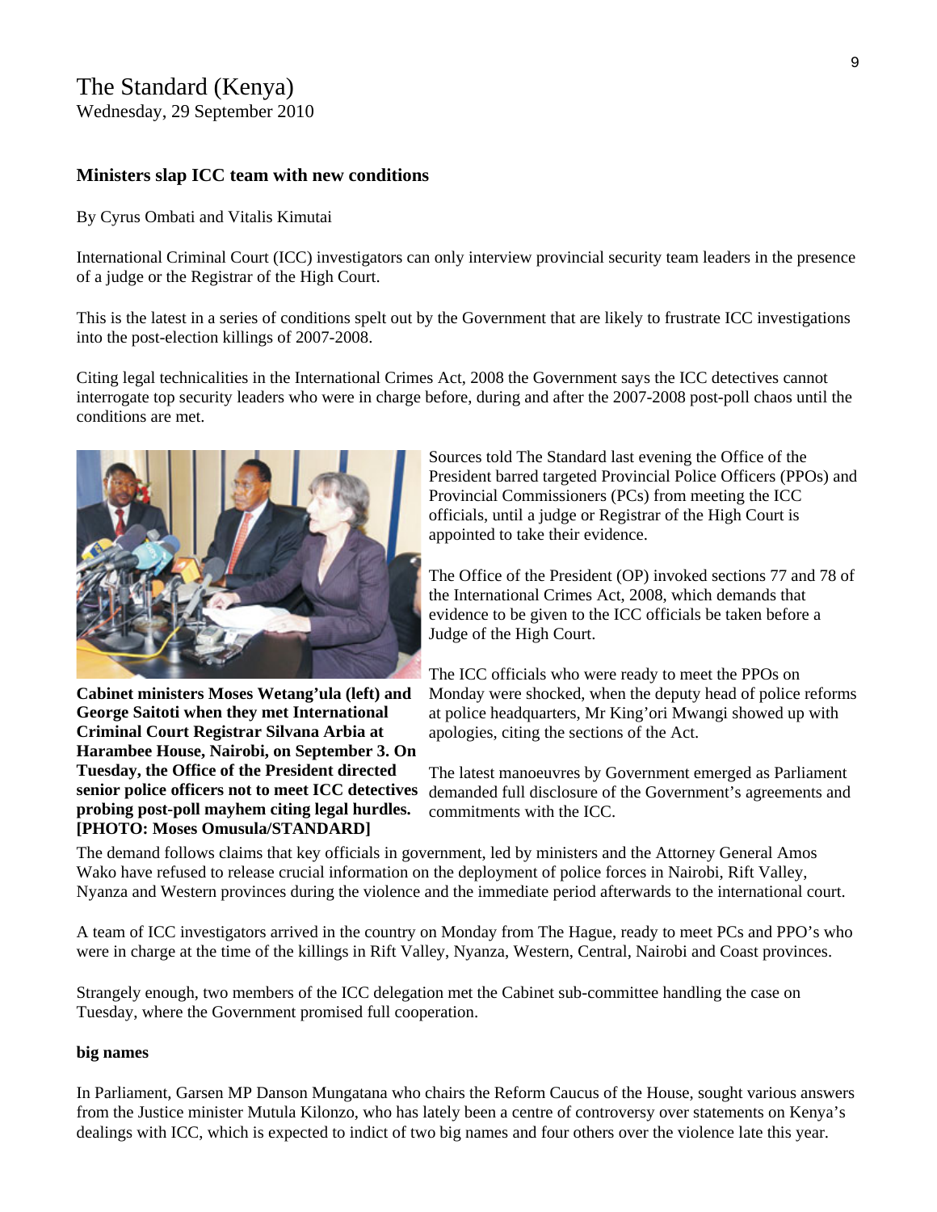The Standard (Kenya)
Wednesday, 29 September 2010

### Ministers slap ICC team with new conditions

By Cyrus Ombati and Vitalis Kimutai

International Criminal Court (ICC) investigators can only interview provincial security team leaders in the presence of a judge or the Registrar of the High Court.

This is the latest in a series of conditions spelt out by the Government that are likely to frustrate ICC investigations into the post-election killings of 2007-2008.

Citing legal technicalities in the International Crimes Act, 2008 the Government says the ICC detectives cannot interrogate top security leaders who were in charge before, during and after the 2007-2008 post-poll chaos until the conditions are met.

**Cabinet ministers Moses Wetang'ula (left) and George Saitoti when they met International Criminal Court Registrar Silvana Arbia at Harambee House, Nairobi, on September 3. On Tuesday, the Office of the President directed senior police officers not to meet ICC detectives probing post-poll mayhem citing legal hurdles. [PHOTO: Moses Omusula/STANDARD]**

Sources told The Standard last evening the Office of the President barred targeted Provincial Police Officers (PPOs) and Provincial Commissioners (PCs) from meeting the ICC officials, until a judge or Registrar of the High Court is appointed to take their evidence.

The Office of the President (OP) invoked sections 77 and 78 of the International Crimes Act, 2008, which demands that evidence to be given to the ICC officials be taken before a Judge of the High Court.

The ICC officials who were ready to meet the PPOs on Monday were shocked, when the deputy head of police reforms at police headquarters, Mr King'ori Mwangi showed up with apologies, citing the sections of the Act.

The latest manoeuvres by Government emerged as Parliament demanded full disclosure of the Government's agreements and commitments with the ICC.

The demand follows claims that key officials in government, led by ministers and the Attorney General Amos Wako have refused to release crucial information on the deployment of police forces in Nairobi, Rift Valley, Nyanza and Western provinces during the violence and the immediate period afterwards to the international court.

A team of ICC investigators arrived in the country on Monday from The Hague, ready to meet PCs and PPO's who were in charge at the time of the killings in Rift Valley, Nyanza, Western, Central, Nairobi and Coast provinces.

Strangely enough, two members of the ICC delegation met the Cabinet sub-committee handling the case on Tuesday, where the Government promised full cooperation.

#### big names

In Parliament, Garsen MP Danson Mungatana who chairs the Reform Caucus of the House, sought various answers from the Justice minister Mutula Kilonzo, who has lately been a centre of controversy over statements on Kenya's dealings with ICC, which is expected to indict of two big names and four others over the violence late this year.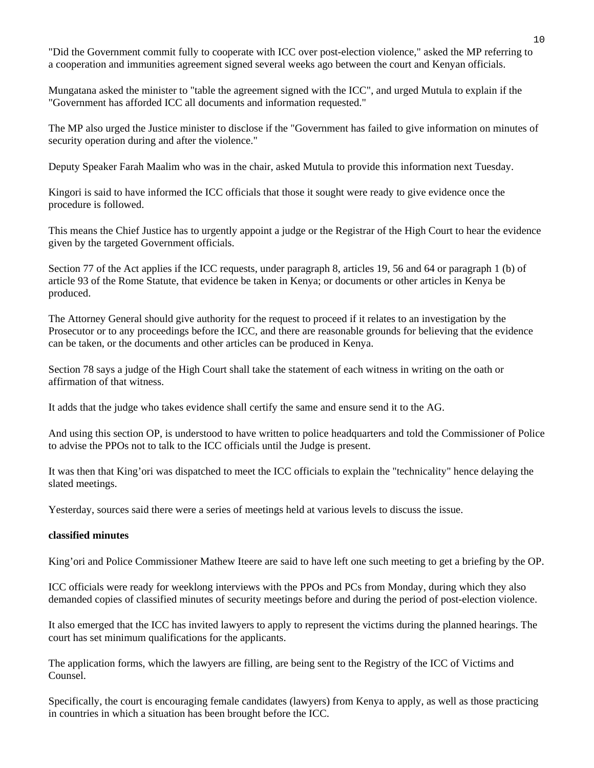"Did the Government commit fully to cooperate with ICC over post-election violence," asked the MP referring to a cooperation and immunities agreement signed several weeks ago between the court and Kenyan officials.

Mungatana asked the minister to "table the agreement signed with the ICC", and urged Mutula to explain if the "Government has afforded ICC all documents and information requested."

The MP also urged the Justice minister to disclose if the "Government has failed to give information on minutes of security operation during and after the violence."

Deputy Speaker Farah Maalim who was in the chair, asked Mutula to provide this information next Tuesday.

Kingori is said to have informed the ICC officials that those it sought were ready to give evidence once the procedure is followed.

This means the Chief Justice has to urgently appoint a judge or the Registrar of the High Court to hear the evidence given by the targeted Government officials.

Section 77 of the Act applies if the ICC requests, under paragraph 8, articles 19, 56 and 64 or paragraph 1 (b) of article 93 of the Rome Statute, that evidence be taken in Kenya; or documents or other articles in Kenya be produced.

The Attorney General should give authority for the request to proceed if it relates to an investigation by the Prosecutor or to any proceedings before the ICC, and there are reasonable grounds for believing that the evidence can be taken, or the documents and other articles can be produced in Kenya.

Section 78 says a judge of the High Court shall take the statement of each witness in writing on the oath or affirmation of that witness.

It adds that the judge who takes evidence shall certify the same and ensure send it to the AG.

And using this section OP, is understood to have written to police headquarters and told the Commissioner of Police to advise the PPOs not to talk to the ICC officials until the Judge is present.

It was then that King'ori was dispatched to meet the ICC officials to explain the "technicality" hence delaying the slated meetings.

Yesterday, sources said there were a series of meetings held at various levels to discuss the issue.

**classified minutes**

King'ori and Police Commissioner Mathew Iteere are said to have left one such meeting to get a briefing by the OP.

ICC officials were ready for weeklong interviews with the PPOs and PCs from Monday, during which they also demanded copies of classified minutes of security meetings before and during the period of post-election violence.

It also emerged that the ICC has invited lawyers to apply to represent the victims during the planned hearings. The court has set minimum qualifications for the applicants.

The application forms, which the lawyers are filling, are being sent to the Registry of the ICC of Victims and Counsel.

Specifically, the court is encouraging female candidates (lawyers) from Kenya to apply, as well as those practicing in countries in which a situation has been brought before the ICC.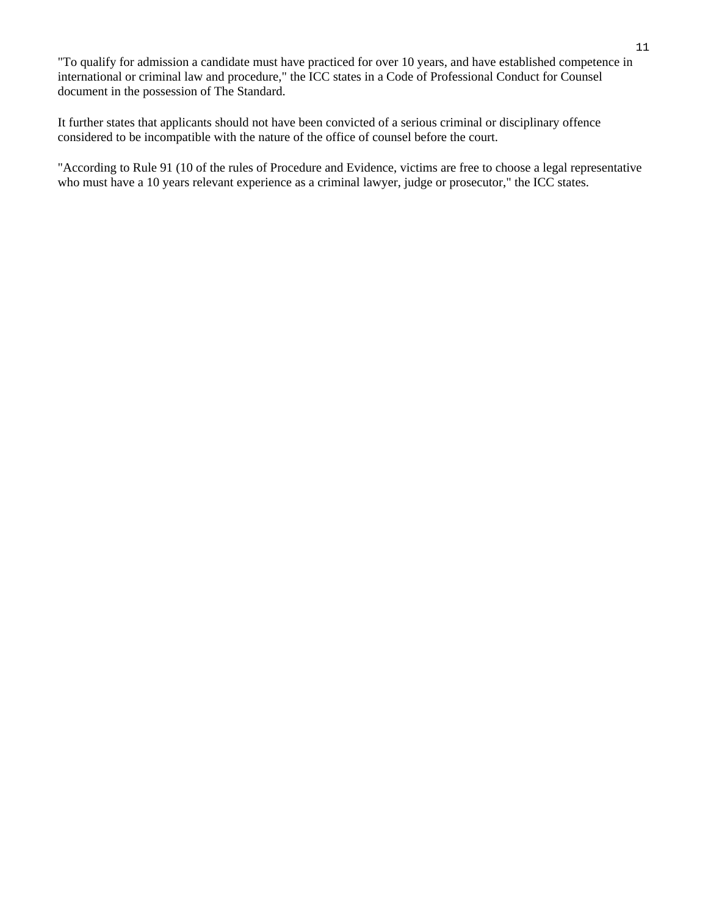"To qualify for admission a candidate must have practiced for over 10 years, and have established competence in international or criminal law and procedure," the ICC states in a Code of Professional Conduct for Counsel document in the possession of The Standard.

It further states that applicants should not have been convicted of a serious criminal or disciplinary offence considered to be incompatible with the nature of the office of counsel before the court.

"According to Rule 91 (10 of the rules of Procedure and Evidence, victims are free to choose a legal representative who must have a 10 years relevant experience as a criminal lawyer, judge or prosecutor," the ICC states.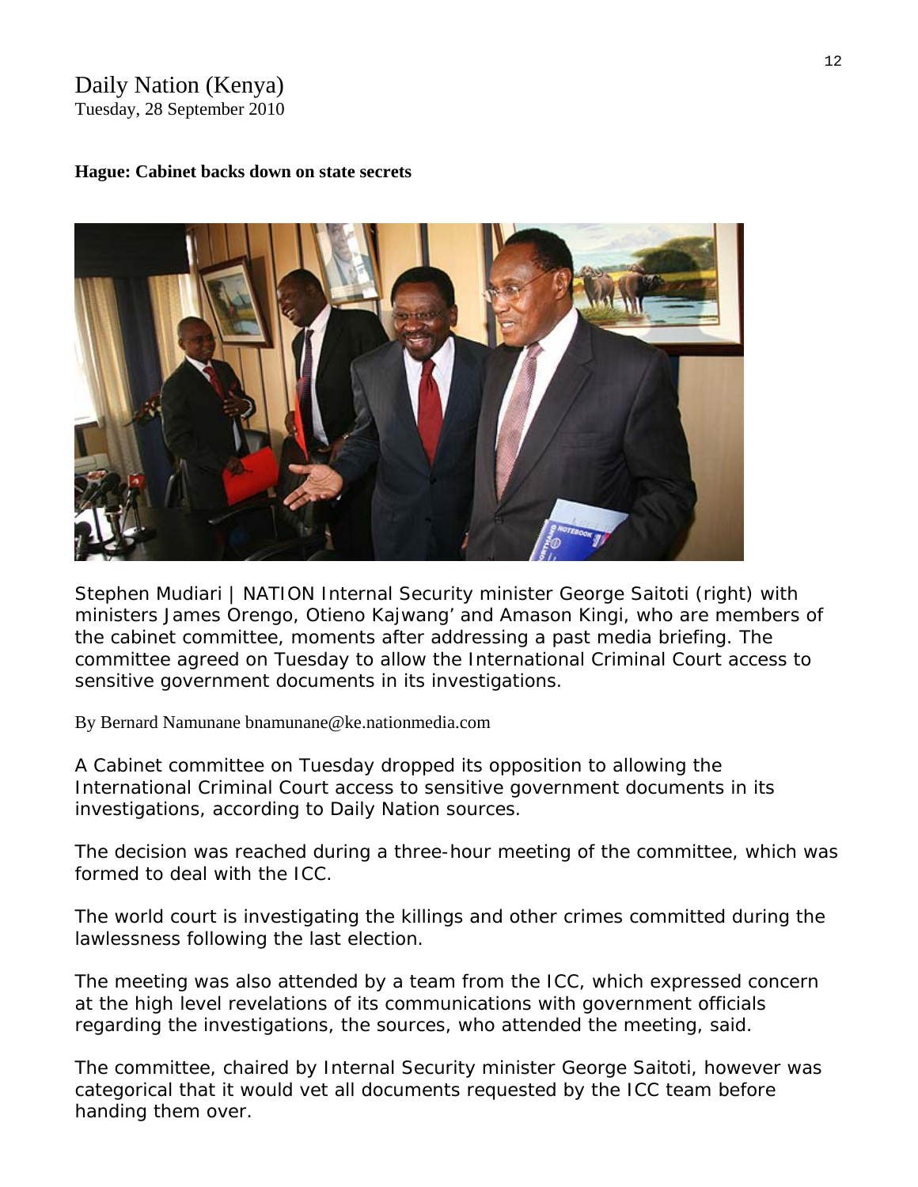Daily Nation (Kenya)
Tuesday, 28 September 2010

**Hague: Cabinet backs down on state secrets**

Stephen Mudiari | NATION Internal Security minister George Saitoti (right) with ministers James Orengo, Otieno Kajwang' and Amason Kingi, who are members of the cabinet committee, moments after addressing a past media briefing. The committee agreed on Tuesday to allow the International Criminal Court access to sensitive government documents in its investigations.

By Bernard Namunane bnamunane@ke.nationmedia.com

A Cabinet committee on Tuesday dropped its opposition to allowing the International Criminal Court access to sensitive government documents in its investigations, according to Daily Nation sources.

The decision was reached during a three-hour meeting of the committee, which was formed to deal with the ICC.

The world court is investigating the killings and other crimes committed during the lawlessness following the last election.

The meeting was also attended by a team from the ICC, which expressed concern at the high level revelations of its communications with government officials regarding the investigations, the sources, who attended the meeting, said.

The committee, chaired by Internal Security minister George Saitoti, however was categorical that it would vet all documents requested by the ICC team before handing them over.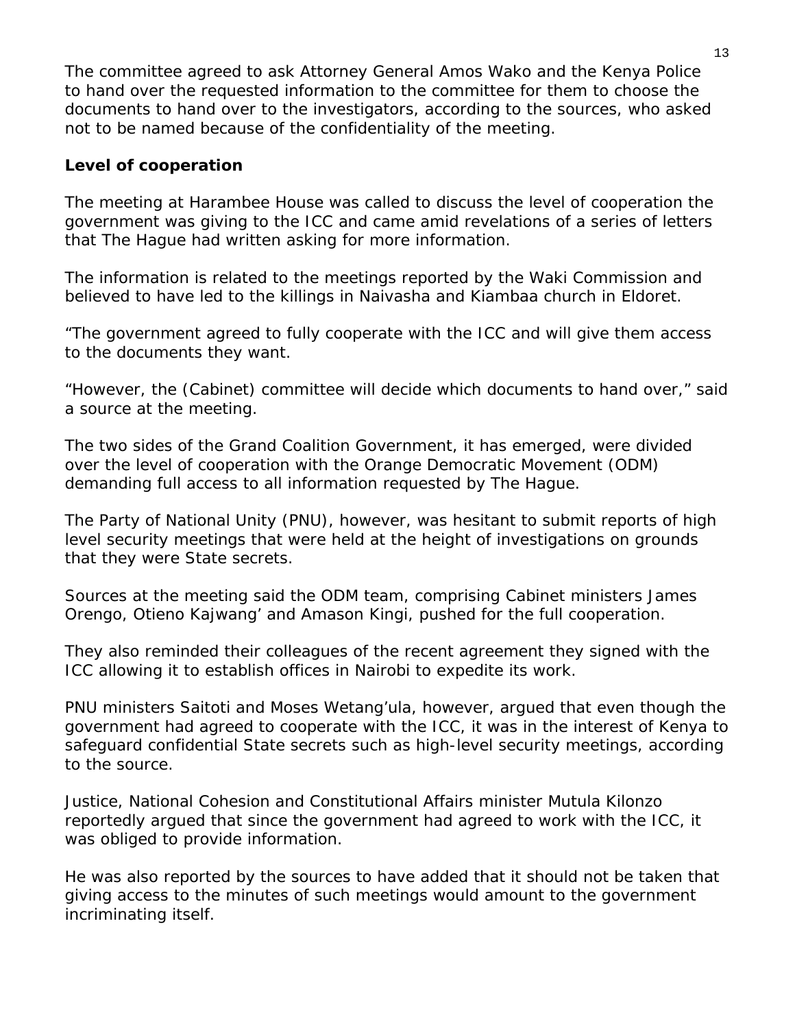The committee agreed to ask Attorney General Amos Wako and the Kenya Police to hand over the requested information to the committee for them to choose the documents to hand over to the investigators, according to the sources, who asked not to be named because of the confidentiality of the meeting.

**Level of cooperation**

The meeting at Harambee House was called to discuss the level of cooperation the government was giving to the ICC and came amid revelations of a series of letters that The Hague had written asking for more information.

The information is related to the meetings reported by the Waki Commission and believed to have led to the killings in Naivasha and Kiambaa church in Eldoret.

"The government agreed to fully cooperate with the ICC and will give them access to the documents they want.

"However, the (Cabinet) committee will decide which documents to hand over," said a source at the meeting.

The two sides of the Grand Coalition Government, it has emerged, were divided over the level of cooperation with the Orange Democratic Movement (ODM) demanding full access to all information requested by The Hague.

The Party of National Unity (PNU), however, was hesitant to submit reports of high level security meetings that were held at the height of investigations on grounds that they were State secrets.

Sources at the meeting said the ODM team, comprising Cabinet ministers James Orengo, Otieno Kajwang' and Amason Kingi, pushed for the full cooperation.

They also reminded their colleagues of the recent agreement they signed with the ICC allowing it to establish offices in Nairobi to expedite its work.

PNU ministers Saitoti and Moses Wetang'ula, however, argued that even though the government had agreed to cooperate with the ICC, it was in the interest of Kenya to safeguard confidential State secrets such as high-level security meetings, according to the source.

Justice, National Cohesion and Constitutional Affairs minister Mutula Kilonzo reportedly argued that since the government had agreed to work with the ICC, it was obliged to provide information.

He was also reported by the sources to have added that it should not be taken that giving access to the minutes of such meetings would amount to the government incriminating itself.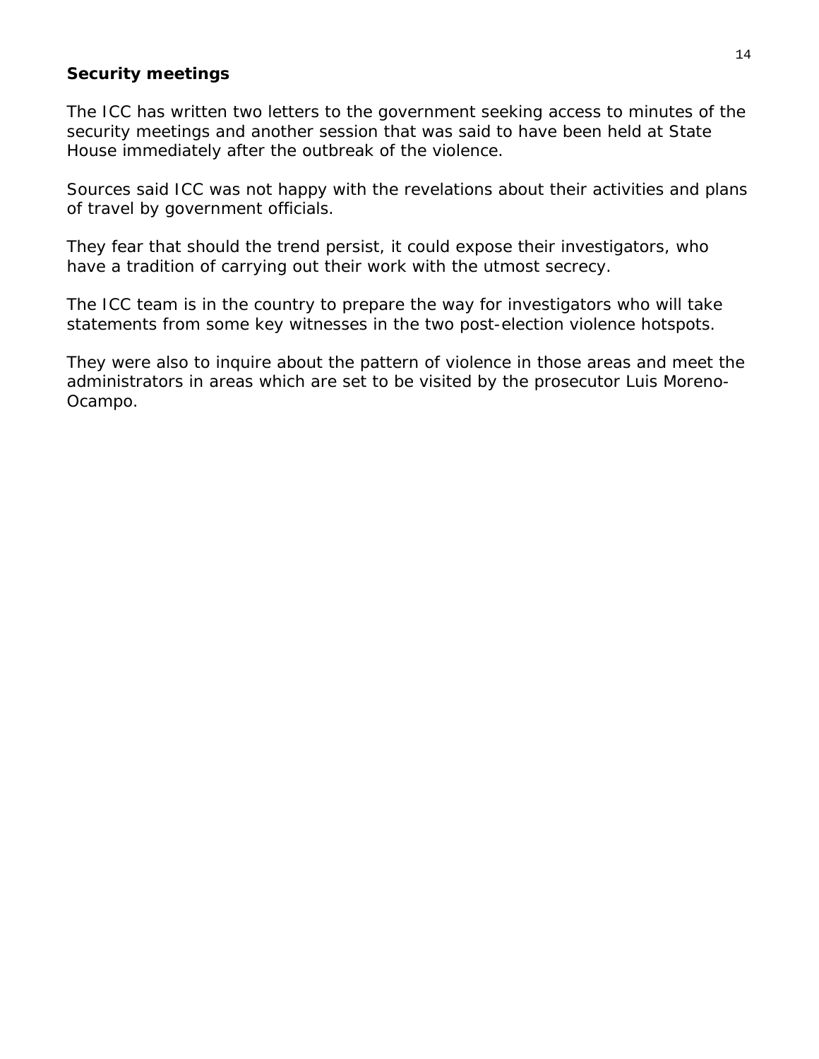**Security meetings**

The ICC has written two letters to the government seeking access to minutes of the security meetings and another session that was said to have been held at State House immediately after the outbreak of the violence.

Sources said ICC was not happy with the revelations about their activities and plans of travel by government officials.

They fear that should the trend persist, it could expose their investigators, who have a tradition of carrying out their work with the utmost secrecy.

The ICC team is in the country to prepare the way for investigators who will take statements from some key witnesses in the two post-election violence hotspots.

They were also to inquire about the pattern of violence in those areas and meet the administrators in areas which are set to be visited by the prosecutor Luis Moreno-Ocampo.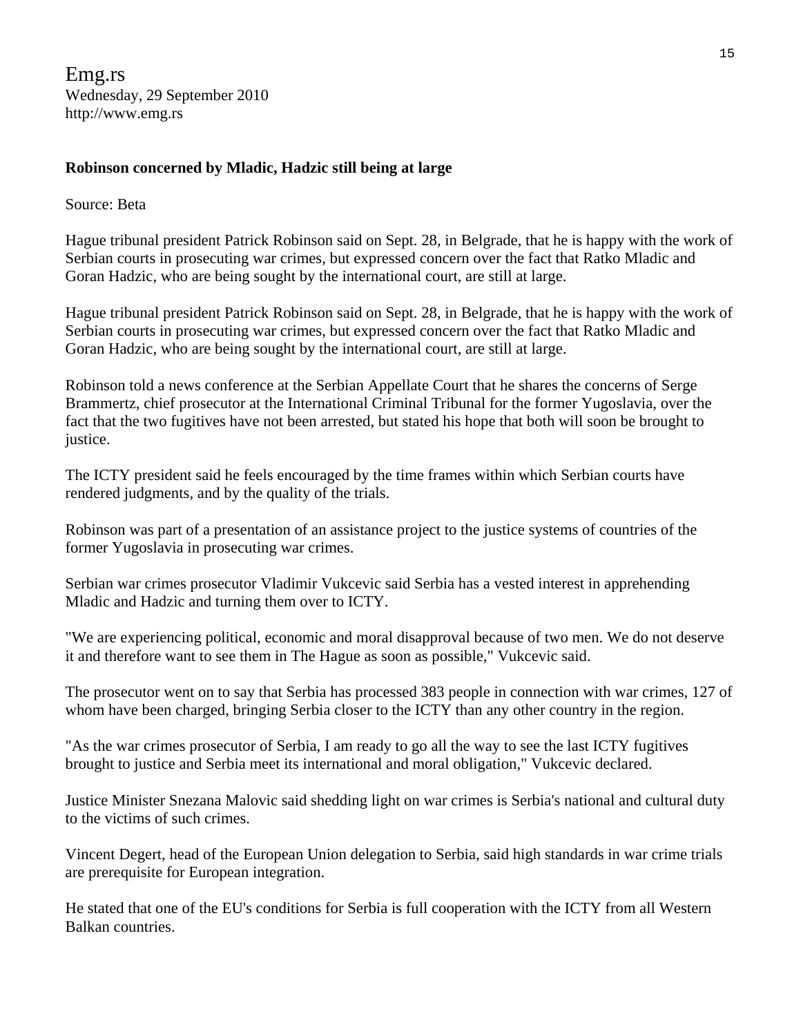Emg.rs
Wednesday, 29 September 2010
http://www.emg.rs

**Robinson concerned by Mladic, Hadzic still being at large**

Source: Beta

Hague tribunal president Patrick Robinson said on Sept. 28, in Belgrade, that he is happy with the work of Serbian courts in prosecuting war crimes, but expressed concern over the fact that Ratko Mladic and Goran Hadzic, who are being sought by the international court, are still at large.

Hague tribunal president Patrick Robinson said on Sept. 28, in Belgrade, that he is happy with the work of Serbian courts in prosecuting war crimes, but expressed concern over the fact that Ratko Mladic and Goran Hadzic, who are being sought by the international court, are still at large.

Robinson told a news conference at the Serbian Appellate Court that he shares the concerns of Serge Brammertz, chief prosecutor at the International Criminal Tribunal for the former Yugoslavia, over the fact that the two fugitives have not been arrested, but stated his hope that both will soon be brought to justice.

The ICTY president said he feels encouraged by the time frames within which Serbian courts have rendered judgments, and by the quality of the trials.

Robinson was part of a presentation of an assistance project to the justice systems of countries of the former Yugoslavia in prosecuting war crimes.

Serbian war crimes prosecutor Vladimir Vukcevic said Serbia has a vested interest in apprehending Mladic and Hadzic and turning them over to ICTY.

"We are experiencing political, economic and moral disapproval because of two men. We do not deserve it and therefore want to see them in The Hague as soon as possible," Vukcevic said.

The prosecutor went on to say that Serbia has processed 383 people in connection with war crimes, 127 of whom have been charged, bringing Serbia closer to the ICTY than any other country in the region.

"As the war crimes prosecutor of Serbia, I am ready to go all the way to see the last ICTY fugitives brought to justice and Serbia meet its international and moral obligation," Vukcevic declared.

Justice Minister Snezana Malovic said shedding light on war crimes is Serbia's national and cultural duty to the victims of such crimes.

Vincent Degert, head of the European Union delegation to Serbia, said high standards in war crime trials are prerequisite for European integration.

He stated that one of the EU's conditions for Serbia is full cooperation with the ICTY from all Western Balkan countries.